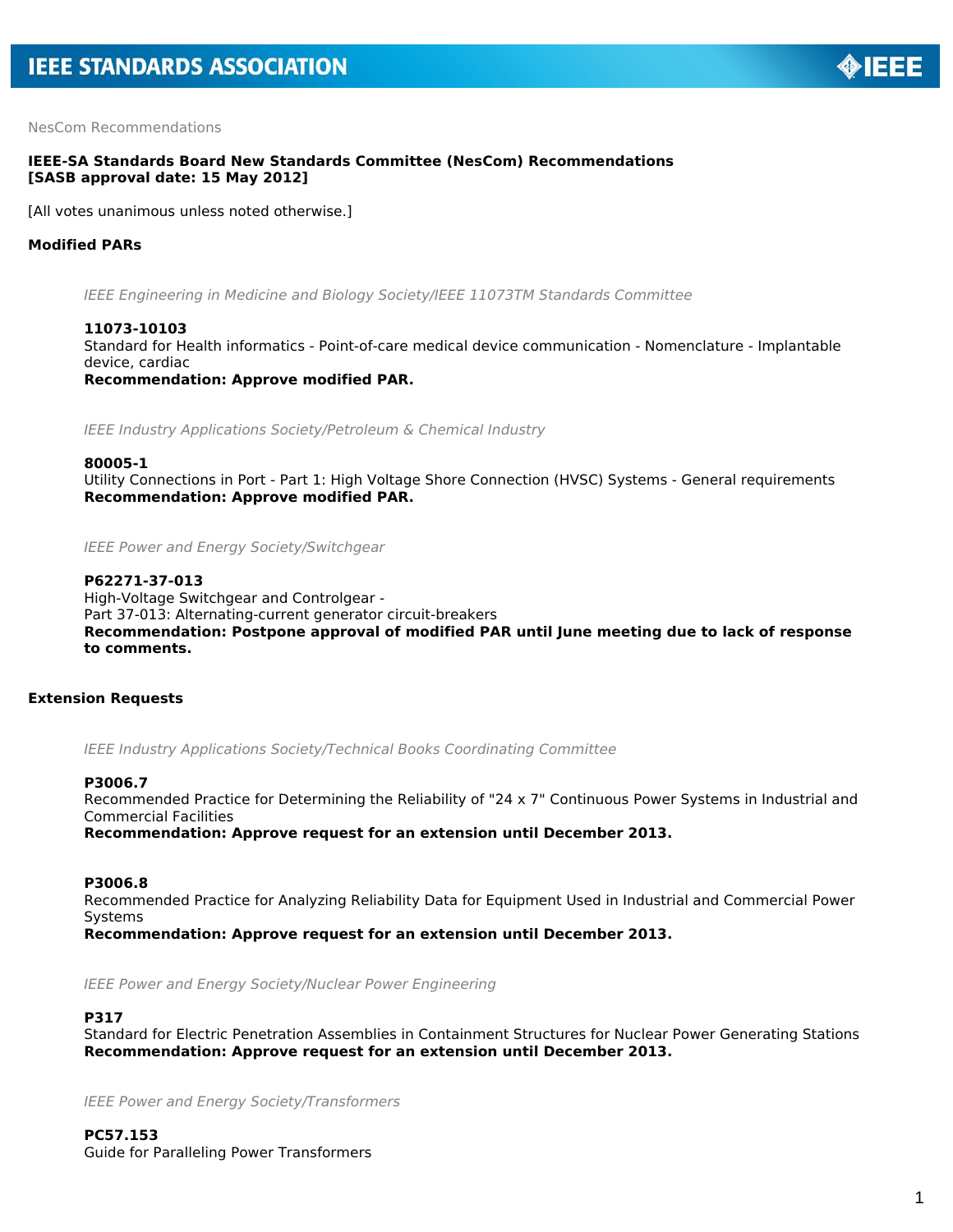NesCom Recommendations

**IEEE-SA Standards Board New Standards Committee (NesCom) Recommendations**
**[SASB approval date: 15 May 2012]**

[All votes unanimous unless noted otherwise.]

### Modified PARs

*IEEE Engineering in Medicine and Biology Society/IEEE 11073TM Standards Committee*

**11073-10103**
Standard for Health informatics - Point-of-care medical device communication - Nomenclature - Implantable device, cardiac
**Recommendation: Approve modified PAR.**

*IEEE Industry Applications Society/Petroleum & Chemical Industry*

**80005-1**
Utility Connections in Port - Part 1: High Voltage Shore Connection (HVSC) Systems - General requirements
**Recommendation: Approve modified PAR.**

*IEEE Power and Energy Society/Switchgear*

**P62271-37-013**
High-Voltage Switchgear and Controlgear -
Part 37-013: Alternating-current generator circuit-breakers
**Recommendation: Postpone approval of modified PAR until June meeting due to lack of response to comments.**

### Extension Requests

*IEEE Industry Applications Society/Technical Books Coordinating Committee*

**P3006.7**
Recommended Practice for Determining the Reliability of "24 x 7" Continuous Power Systems in Industrial and Commercial Facilities
**Recommendation: Approve request for an extension until December 2013.**

**P3006.8**
Recommended Practice for Analyzing Reliability Data for Equipment Used in Industrial and Commercial Power Systems
**Recommendation: Approve request for an extension until December 2013.**

*IEEE Power and Energy Society/Nuclear Power Engineering*

**P317**
Standard for Electric Penetration Assemblies in Containment Structures for Nuclear Power Generating Stations
**Recommendation: Approve request for an extension until December 2013.**

*IEEE Power and Energy Society/Transformers*

**PC57.153**
Guide for Paralleling Power Transformers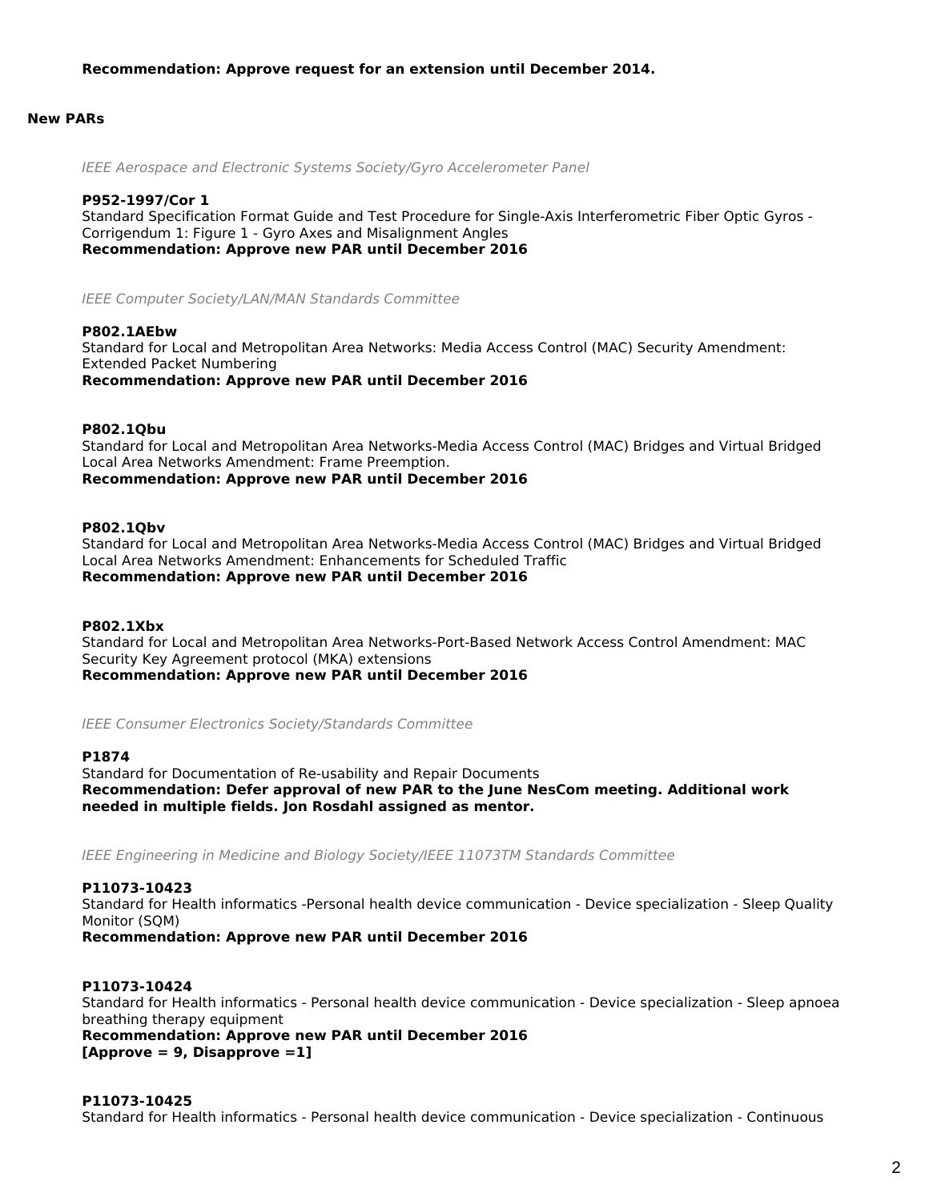**Recommendation: Approve request for an extension until December 2014.**

## New PARs

*IEEE Aerospace and Electronic Systems Society/Gyro Accelerometer Panel*

**P952-1997/Cor 1**
Standard Specification Format Guide and Test Procedure for Single-Axis Interferometric Fiber Optic Gyros - Corrigendum 1: Figure 1 - Gyro Axes and Misalignment Angles
**Recommendation: Approve new PAR until December 2016**

*IEEE Computer Society/LAN/MAN Standards Committee*

**P802.1AEbw**
Standard for Local and Metropolitan Area Networks: Media Access Control (MAC) Security Amendment: Extended Packet Numbering
**Recommendation: Approve new PAR until December 2016**

**P802.1Qbu**
Standard for Local and Metropolitan Area Networks-Media Access Control (MAC) Bridges and Virtual Bridged Local Area Networks Amendment: Frame Preemption.
**Recommendation: Approve new PAR until December 2016**

**P802.1Qbv**
Standard for Local and Metropolitan Area Networks-Media Access Control (MAC) Bridges and Virtual Bridged Local Area Networks Amendment: Enhancements for Scheduled Traffic
**Recommendation: Approve new PAR until December 2016**

**P802.1Xbx**
Standard for Local and Metropolitan Area Networks-Port-Based Network Access Control Amendment: MAC Security Key Agreement protocol (MKA) extensions
**Recommendation: Approve new PAR until December 2016**

*IEEE Consumer Electronics Society/Standards Committee*

**P1874**
Standard for Documentation of Re-usability and Repair Documents
**Recommendation: Defer approval of new PAR to the June NesCom meeting. Additional work needed in multiple fields. Jon Rosdahl assigned as mentor.**

*IEEE Engineering in Medicine and Biology Society/IEEE 11073TM Standards Committee*

**P11073-10423**
Standard for Health informatics -Personal health device communication - Device specialization - Sleep Quality Monitor (SQM)
**Recommendation: Approve new PAR until December 2016**

**P11073-10424**
Standard for Health informatics - Personal health device communication - Device specialization - Sleep apnoea breathing therapy equipment
**Recommendation: Approve new PAR until December 2016**
**[Approve = 9, Disapprove =1]**

**P11073-10425**
Standard for Health informatics - Personal health device communication - Device specialization - Continuous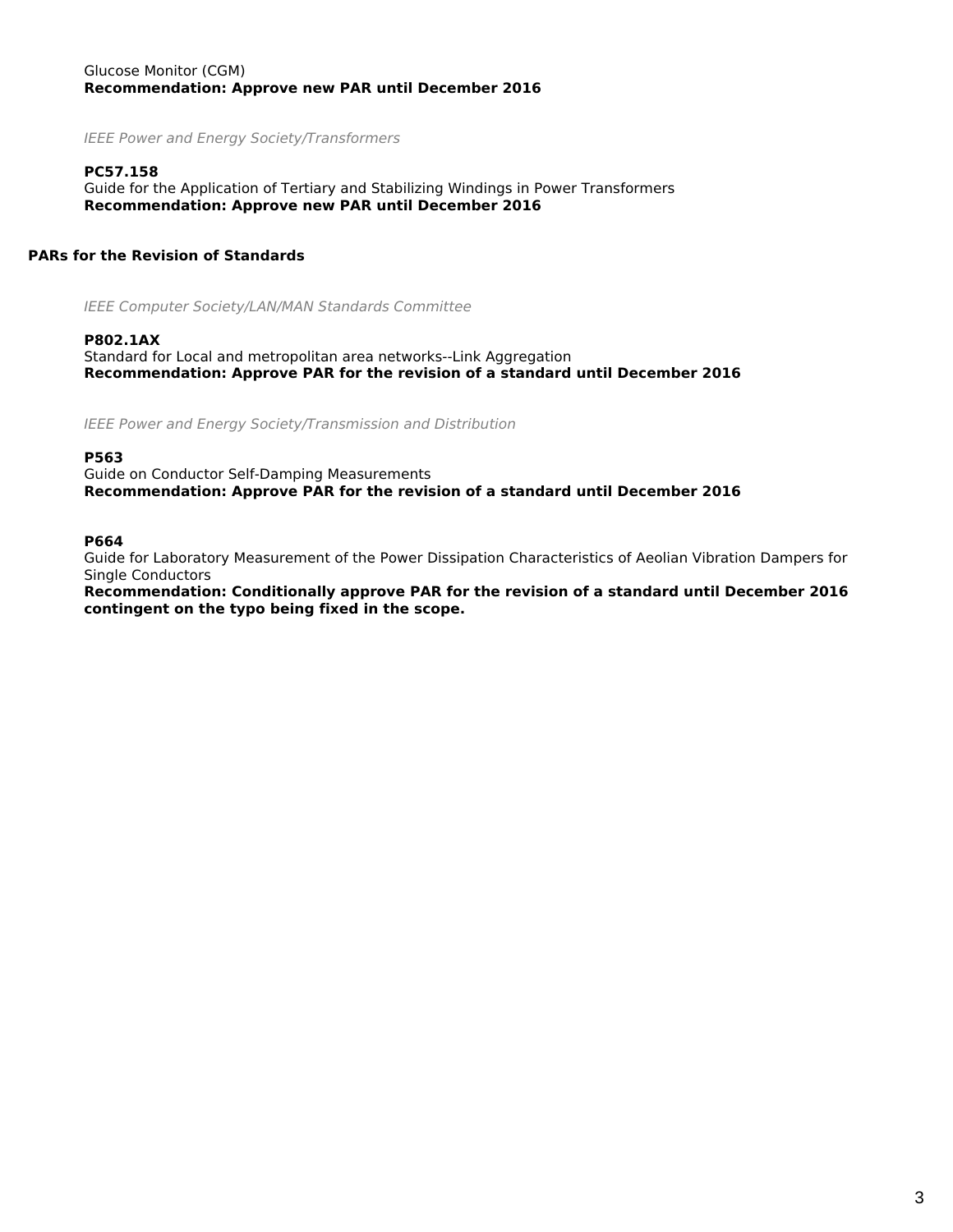Glucose Monitor (CGM)
**Recommendation: Approve new PAR until December 2016**

*IEEE Power and Energy Society/Transformers*

**PC57.158**
Guide for the Application of Tertiary and Stabilizing Windings in Power Transformers
**Recommendation: Approve new PAR until December 2016**

## PARs for the Revision of Standards

*IEEE Computer Society/LAN/MAN Standards Committee*

**P802.1AX**
Standard for Local and metropolitan area networks--Link Aggregation
**Recommendation: Approve PAR for the revision of a standard until December 2016**

*IEEE Power and Energy Society/Transmission and Distribution*

**P563**
Guide on Conductor Self-Damping Measurements
**Recommendation: Approve PAR for the revision of a standard until December 2016**

**P664**
Guide for Laboratory Measurement of the Power Dissipation Characteristics of Aeolian Vibration Dampers for Single Conductors
**Recommendation: Conditionally approve PAR for the revision of a standard until December 2016 contingent on the typo being fixed in the scope.**